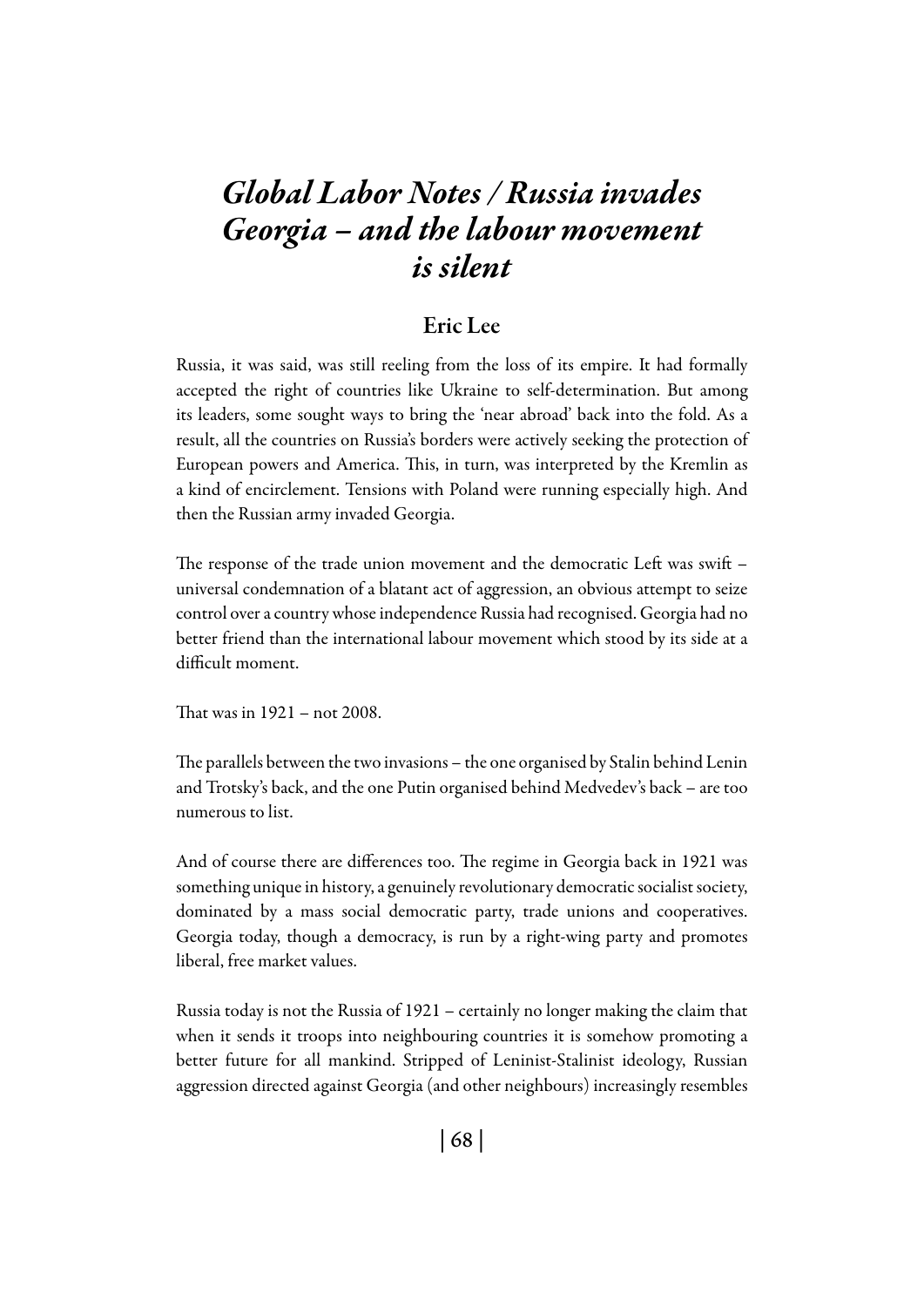# *Global Labor Notes / Russia invades Georgia – and the labour movement is silent*

## Eric Lee

Russia, it was said, was still reeling from the loss of its empire. It had formally accepted the right of countries like Ukraine to self-determination. But among its leaders, some sought ways to bring the 'near abroad' back into the fold. As a result, all the countries on Russia's borders were actively seeking the protection of European powers and America. This, in turn, was interpreted by the Kremlin as a kind of encirclement. Tensions with Poland were running especially high. And then the Russian army invaded Georgia.

The response of the trade union movement and the democratic Left was swift – universal condemnation of a blatant act of aggression, an obvious attempt to seize control over a country whose independence Russia had recognised. Georgia had no better friend than the international labour movement which stood by its side at a difficult moment.

That was in 1921 – not 2008.

The parallels between the two invasions – the one organised by Stalin behind Lenin and Trotsky's back, and the one Putin organised behind Medvedev's back – are too numerous to list.

And of course there are differences too. The regime in Georgia back in 1921 was something unique in history, a genuinely revolutionary democratic socialist society, dominated by a mass social democratic party, trade unions and cooperatives. Georgia today, though a democracy, is run by a right-wing party and promotes liberal, free market values.

Russia today is not the Russia of 1921 – certainly no longer making the claim that when it sends it troops into neighbouring countries it is somehow promoting a better future for all mankind. Stripped of Leninist-Stalinist ideology, Russian aggression directed against Georgia (and other neighbours) increasingly resembles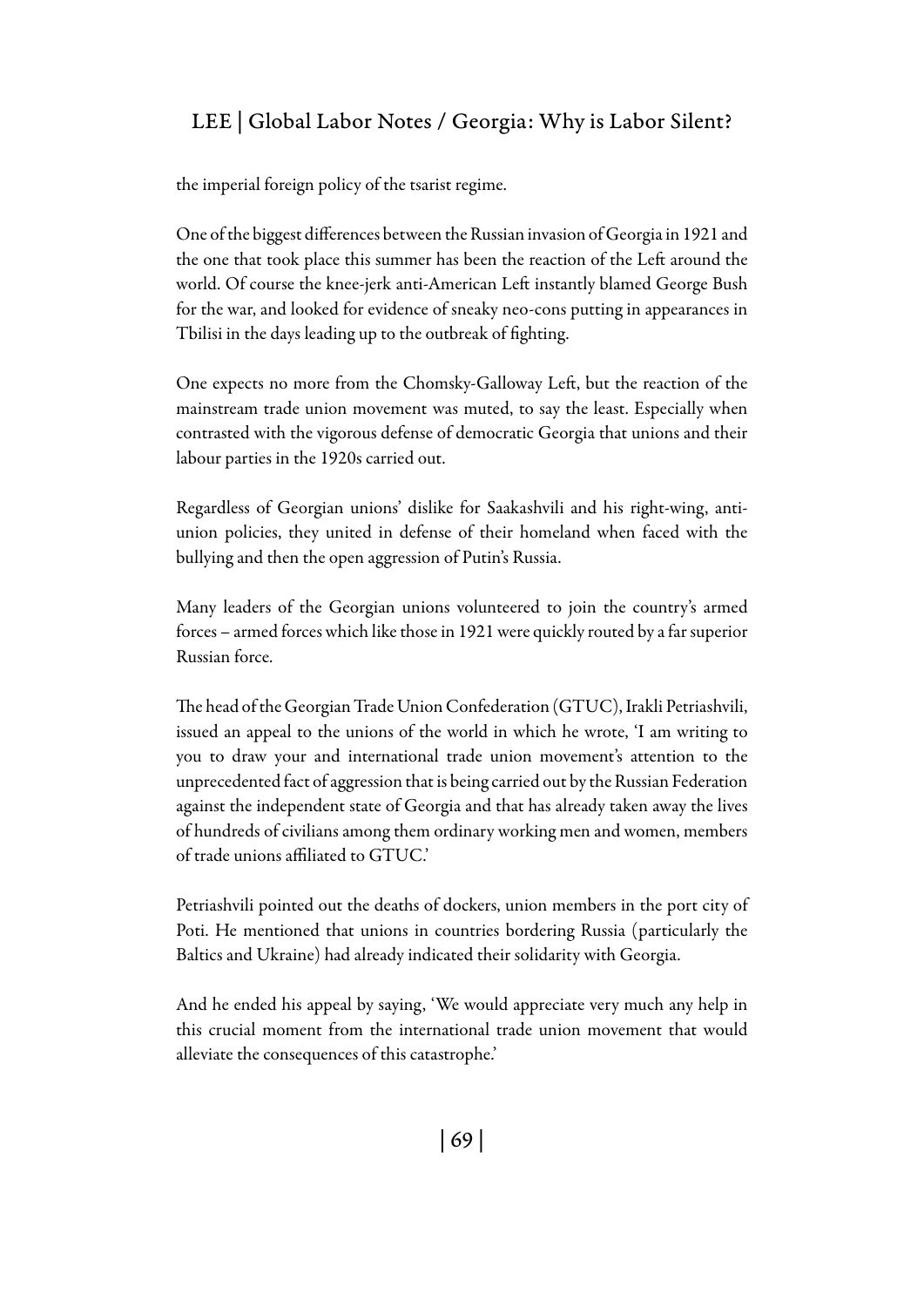the imperial foreign policy of the tsarist regime.

One of the biggest differences between the Russian invasion of Georgia in 1921 and the one that took place this summer has been the reaction of the Left around the world. Of course the knee-jerk anti-American Left instantly blamed George Bush for the war, and looked for evidence of sneaky neo-cons putting in appearances in Tbilisi in the days leading up to the outbreak of fighting.

One expects no more from the Chomsky-Galloway Left, but the reaction of the mainstream trade union movement was muted, to say the least. Especially when contrasted with the vigorous defense of democratic Georgia that unions and their labour parties in the 1920s carried out.

Regardless of Georgian unions' dislike for Saakashvili and his right-wing, anti-union policies, they united in defense of their homeland when faced with the bullying and then the open aggression of Putin's Russia.

Many leaders of the Georgian unions volunteered to join the country's armed forces – armed forces which like those in 1921 were quickly routed by a far superior Russian force.

The head of the Georgian Trade Union Confederation (GTUC), Irakli Petriashvili, issued an appeal to the unions of the world in which he wrote, 'I am writing to you to draw your and international trade union movement's attention to the unprecedented fact of aggression that is being carried out by the Russian Federation against the independent state of Georgia and that has already taken away the lives of hundreds of civilians among them ordinary working men and women, members of trade unions affiliated to GTUC.'

Petriashvili pointed out the deaths of dockers, union members in the port city of Poti. He mentioned that unions in countries bordering Russia (particularly the Baltics and Ukraine) had already indicated their solidarity with Georgia.

And he ended his appeal by saying, 'We would appreciate very much any help in this crucial moment from the international trade union movement that would alleviate the consequences of this catastrophe.'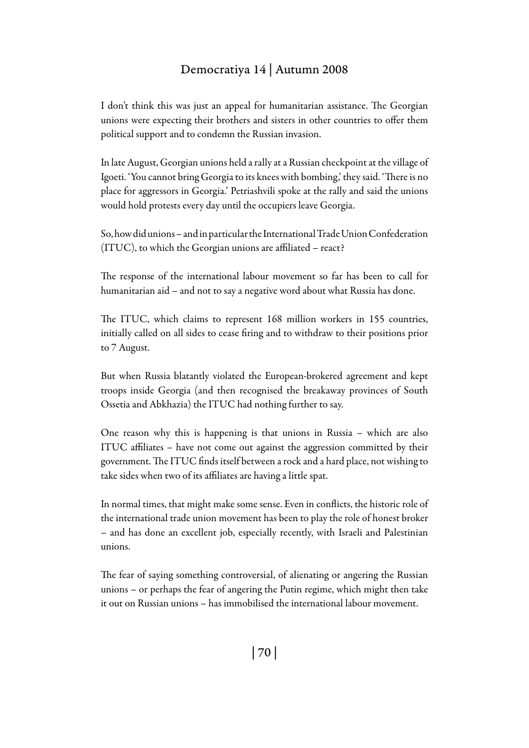I don't think this was just an appeal for humanitarian assistance. The Georgian unions were expecting their brothers and sisters in other countries to offer them political support and to condemn the Russian invasion.

In late August, Georgian unions held a rally at a Russian checkpoint at the village of Igoeti. 'You cannot bring Georgia to its knees with bombing,' they said. 'There is no place for aggressors in Georgia.' Petriashvili spoke at the rally and said the unions would hold protests every day until the occupiers leave Georgia.

So, how did unions – and in particular the International Trade Union Confederation (ITUC), to which the Georgian unions are affiliated – react?

The response of the international labour movement so far has been to call for humanitarian aid – and not to say a negative word about what Russia has done.

The ITUC, which claims to represent 168 million workers in 155 countries, initially called on all sides to cease firing and to withdraw to their positions prior to 7 August.

But when Russia blatantly violated the European-brokered agreement and kept troops inside Georgia (and then recognised the breakaway provinces of South Ossetia and Abkhazia) the ITUC had nothing further to say.

One reason why this is happening is that unions in Russia – which are also ITUC affiliates – have not come out against the aggression committed by their government. The ITUC finds itself between a rock and a hard place, not wishing to take sides when two of its affiliates are having a little spat.

In normal times, that might make some sense. Even in conflicts, the historic role of the international trade union movement has been to play the role of honest broker – and has done an excellent job, especially recently, with Israeli and Palestinian unions.

The fear of saying something controversial, of alienating or angering the Russian unions – or perhaps the fear of angering the Putin regime, which might then take it out on Russian unions – has immobilised the international labour movement.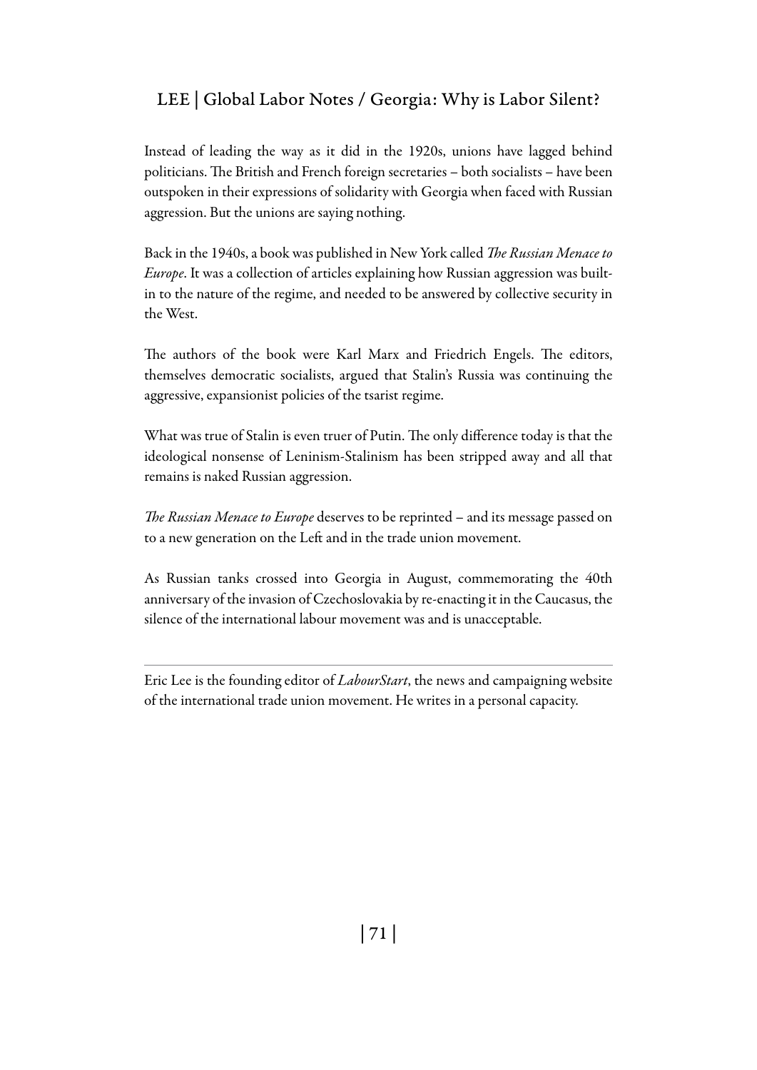Instead of leading the way as it did in the 1920s, unions have lagged behind politicians. The British and French foreign secretaries – both socialists – have been outspoken in their expressions of solidarity with Georgia when faced with Russian aggression. But the unions are saying nothing.

Back in the 1940s, a book was published in New York called *The Russian Menace to Europe*. It was a collection of articles explaining how Russian aggression was built-in to the nature of the regime, and needed to be answered by collective security in the West.

The authors of the book were Karl Marx and Friedrich Engels. The editors, themselves democratic socialists, argued that Stalin's Russia was continuing the aggressive, expansionist policies of the tsarist regime.

What was true of Stalin is even truer of Putin. The only difference today is that the ideological nonsense of Leninism-Stalinism has been stripped away and all that remains is naked Russian aggression.

*The Russian Menace to Europe* deserves to be reprinted – and its message passed on to a new generation on the Left and in the trade union movement.

As Russian tanks crossed into Georgia in August, commemorating the 40th anniversary of the invasion of Czechoslovakia by re-enacting it in the Caucasus, the silence of the international labour movement was and is unacceptable.

---

Eric Lee is the founding editor of *LabourStart*, the news and campaigning website of the international trade union movement. He writes in a personal capacity.